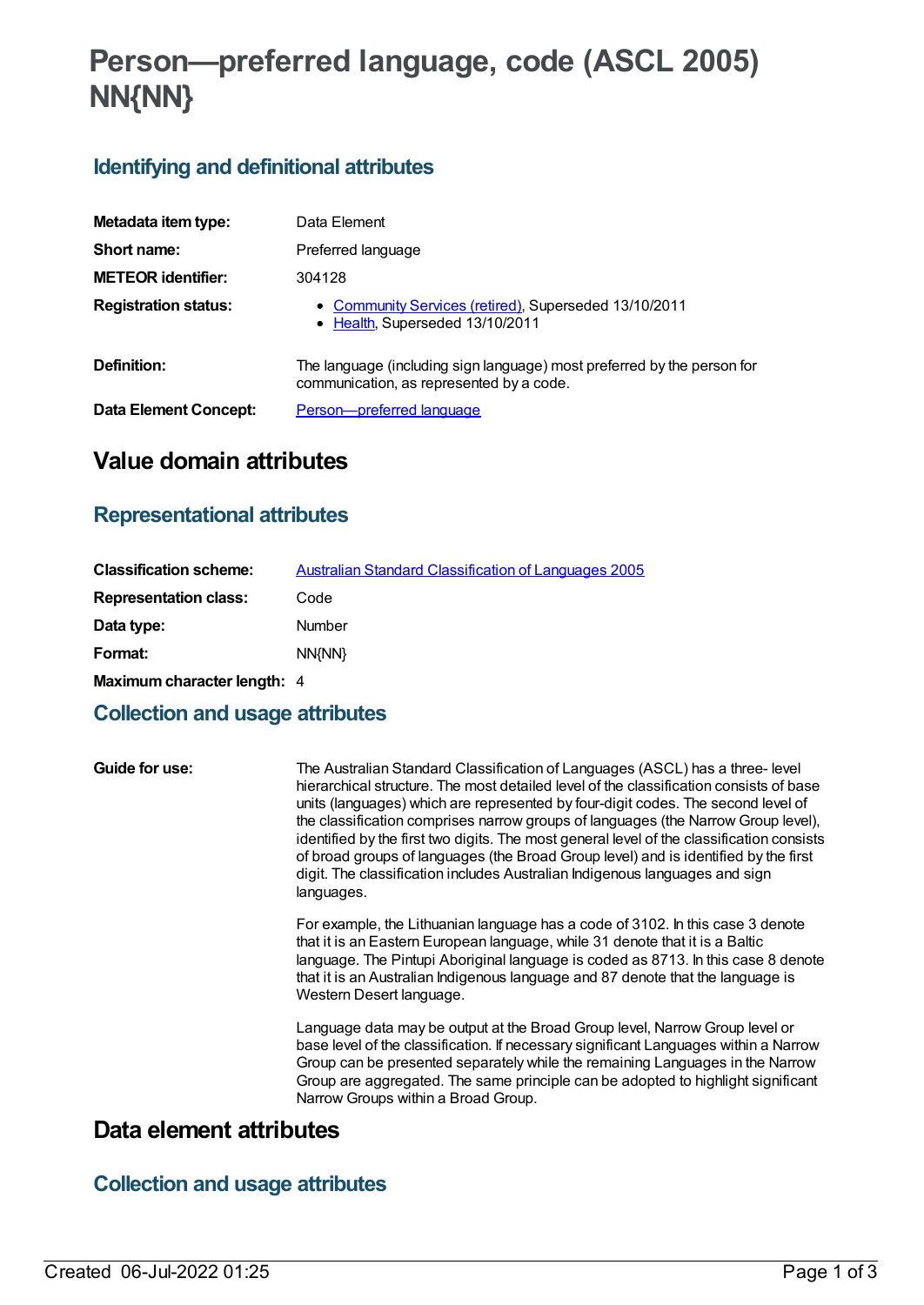# Person—preferred language, code (ASCL 2005) NN{NN}

## Identifying and definitional attributes

| | |
|---|---|
| **Metadata item type:** | Data Element |
| **Short name:** | Preferred language |
| **METEOR identifier:** | 304128 |
| **Registration status:** | • Community Services (retired), Superseded 13/10/2011<br>• Health, Superseded 13/10/2011 |
| **Definition:** | The language (including sign language) most preferred by the person for communication, as represented by a code. |
| **Data Element Concept:** | Person—preferred language |

# Value domain attributes

## Representational attributes

| | |
|---|---|
| **Classification scheme:** | Australian Standard Classification of Languages 2005 |
| **Representation class:** | Code |
| **Data type:** | Number |
| **Format:** | NN{NN} |
| **Maximum character length:** | 4 |

## Collection and usage attributes

**Guide for use:**

The Australian Standard Classification of Languages (ASCL) has a three- level hierarchical structure. The most detailed level of the classification consists of base units (languages) which are represented by four-digit codes. The second level of the classification comprises narrow groups of languages (the Narrow Group level), identified by the first two digits. The most general level of the classification consists of broad groups of languages (the Broad Group level) and is identified by the first digit. The classification includes Australian Indigenous languages and sign languages.

For example, the Lithuanian language has a code of 3102. In this case 3 denote that it is an Eastern European language, while 31 denote that it is a Baltic language. The Pintupi Aboriginal language is coded as 8713. In this case 8 denote that it is an Australian Indigenous language and 87 denote that the language is Western Desert language.

Language data may be output at the Broad Group level, Narrow Group level or base level of the classification. If necessary significant Languages within a Narrow Group can be presented separately while the remaining Languages in the Narrow Group are aggregated. The same principle can be adopted to highlight significant Narrow Groups within a Broad Group.

# Data element attributes

## Collection and usage attributes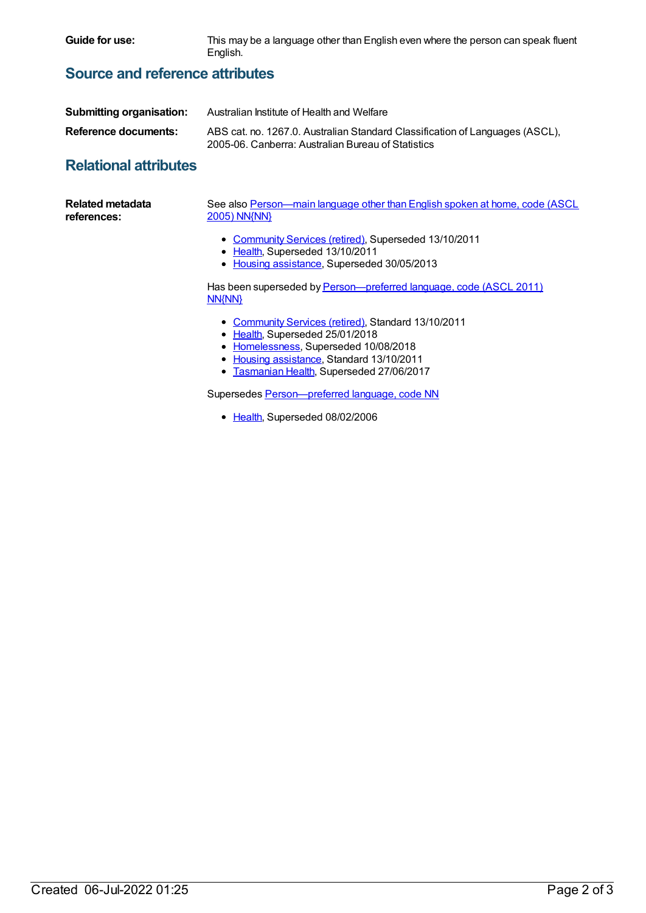**Guide for use:** This may be a language other than English even where the person can speak fluent English.

## Source and reference attributes

**Submitting organisation:** Australian Institute of Health and Welfare

**Reference documents:** ABS cat. no. 1267.0. Australian Standard Classification of Languages (ASCL), 2005-06. Canberra: Australian Bureau of Statistics

## Relational attributes

**Related metadata references:**

See also Person—main language other than English spoken at home, code (ASCL 2005) NN{NN}

- Community Services (retired), Superseded 13/10/2011
- Health, Superseded 13/10/2011
- Housing assistance, Superseded 30/05/2013

Has been superseded by Person—preferred language, code (ASCL 2011) NN{NN}

- Community Services (retired), Standard 13/10/2011
- Health, Superseded 25/01/2018
- Homelessness, Superseded 10/08/2018
- Housing assistance, Standard 13/10/2011
- Tasmanian Health, Superseded 27/06/2017

Supersedes Person—preferred language, code NN

- Health, Superseded 08/02/2006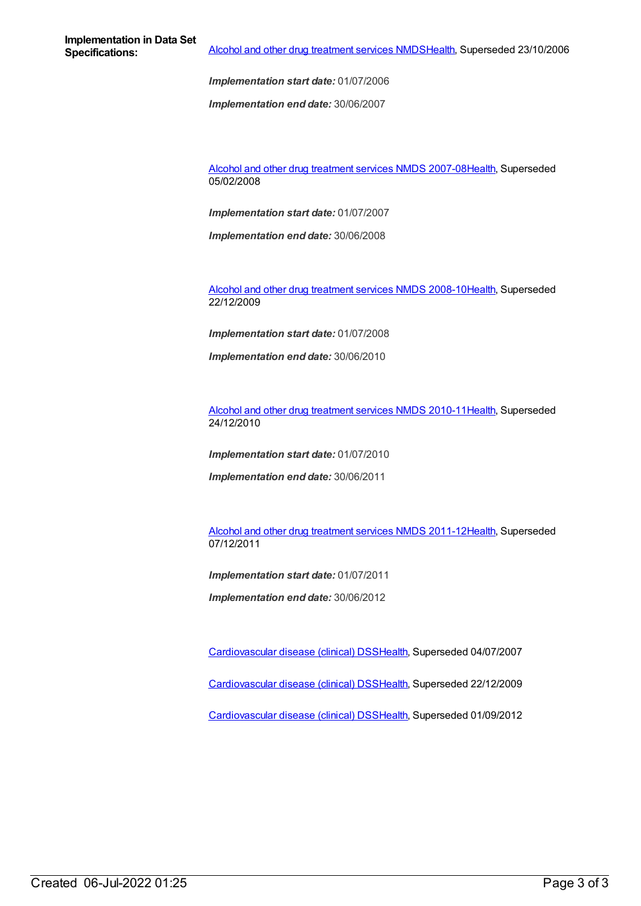**Implementation in Data Set Specifications:**

Alcohol and other drug treatment services NMDSHealth, Superseded 23/10/2006

***Implementation start date:*** 01/07/2006

***Implementation end date:*** 30/06/2007

Alcohol and other drug treatment services NMDS 2007-08Health, Superseded 05/02/2008

***Implementation start date:*** 01/07/2007

***Implementation end date:*** 30/06/2008

Alcohol and other drug treatment services NMDS 2008-10Health, Superseded 22/12/2009

***Implementation start date:*** 01/07/2008

***Implementation end date:*** 30/06/2010

Alcohol and other drug treatment services NMDS 2010-11Health, Superseded 24/12/2010

***Implementation start date:*** 01/07/2010

***Implementation end date:*** 30/06/2011

Alcohol and other drug treatment services NMDS 2011-12Health, Superseded 07/12/2011

***Implementation start date:*** 01/07/2011

***Implementation end date:*** 30/06/2012

Cardiovascular disease (clinical) DSSHealth, Superseded 04/07/2007

Cardiovascular disease (clinical) DSSHealth, Superseded 22/12/2009

Cardiovascular disease (clinical) DSSHealth, Superseded 01/09/2012